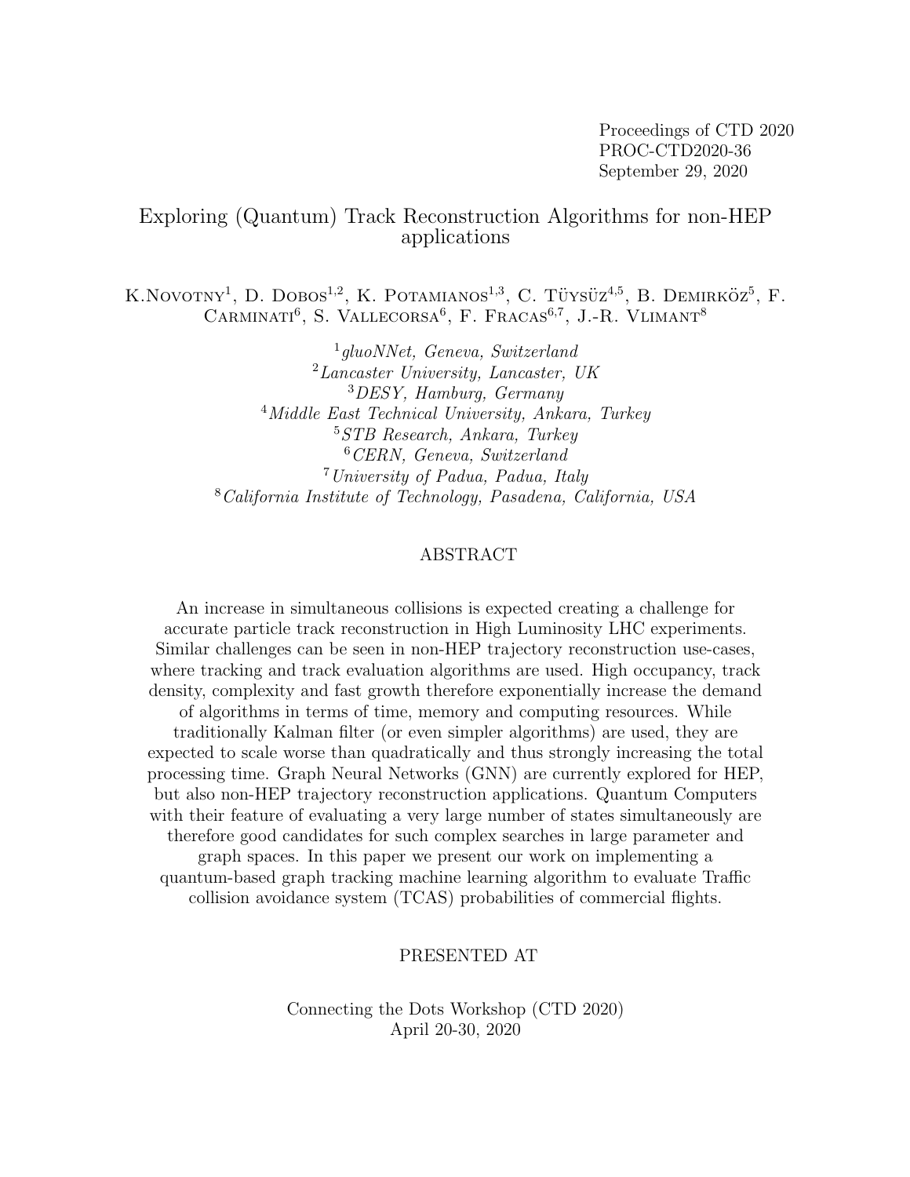Proceedings of CTD 2020
PROC-CTD2020-36
September 29, 2020

# Exploring (Quantum) Track Reconstruction Algorithms for non-HEP applications

K.Novotny[1], D. Dobos[1,2], K. Potamianos[1,3], C. Tüysüz[4,5], B. Demirköz[5], F. Carminati[6], S. Vallecorsa[6], F. Fracas[6,7], J.-R. Vlimant[8]

[1] *gluoNNet, Geneva, Switzerland*
[2] *Lancaster University, Lancaster, UK*
[3] *DESY, Hamburg, Germany*
[4] *Middle East Technical University, Ankara, Turkey*
[5] *STB Research, Ankara, Turkey*
[6] *CERN, Geneva, Switzerland*
[7] *University of Padua, Padua, Italy*
[8] *California Institute of Technology, Pasadena, California, USA*

## ABSTRACT

An increase in simultaneous collisions is expected creating a challenge for accurate particle track reconstruction in High Luminosity LHC experiments. Similar challenges can be seen in non-HEP trajectory reconstruction use-cases, where tracking and track evaluation algorithms are used. High occupancy, track density, complexity and fast growth therefore exponentially increase the demand of algorithms in terms of time, memory and computing resources. While traditionally Kalman filter (or even simpler algorithms) are used, they are expected to scale worse than quadratically and thus strongly increasing the total processing time. Graph Neural Networks (GNN) are currently explored for HEP, but also non-HEP trajectory reconstruction applications. Quantum Computers with their feature of evaluating a very large number of states simultaneously are therefore good candidates for such complex searches in large parameter and graph spaces. In this paper we present our work on implementing a quantum-based graph tracking machine learning algorithm to evaluate Traffic collision avoidance system (TCAS) probabilities of commercial flights.

PRESENTED AT

Connecting the Dots Workshop (CTD 2020)
April 20-30, 2020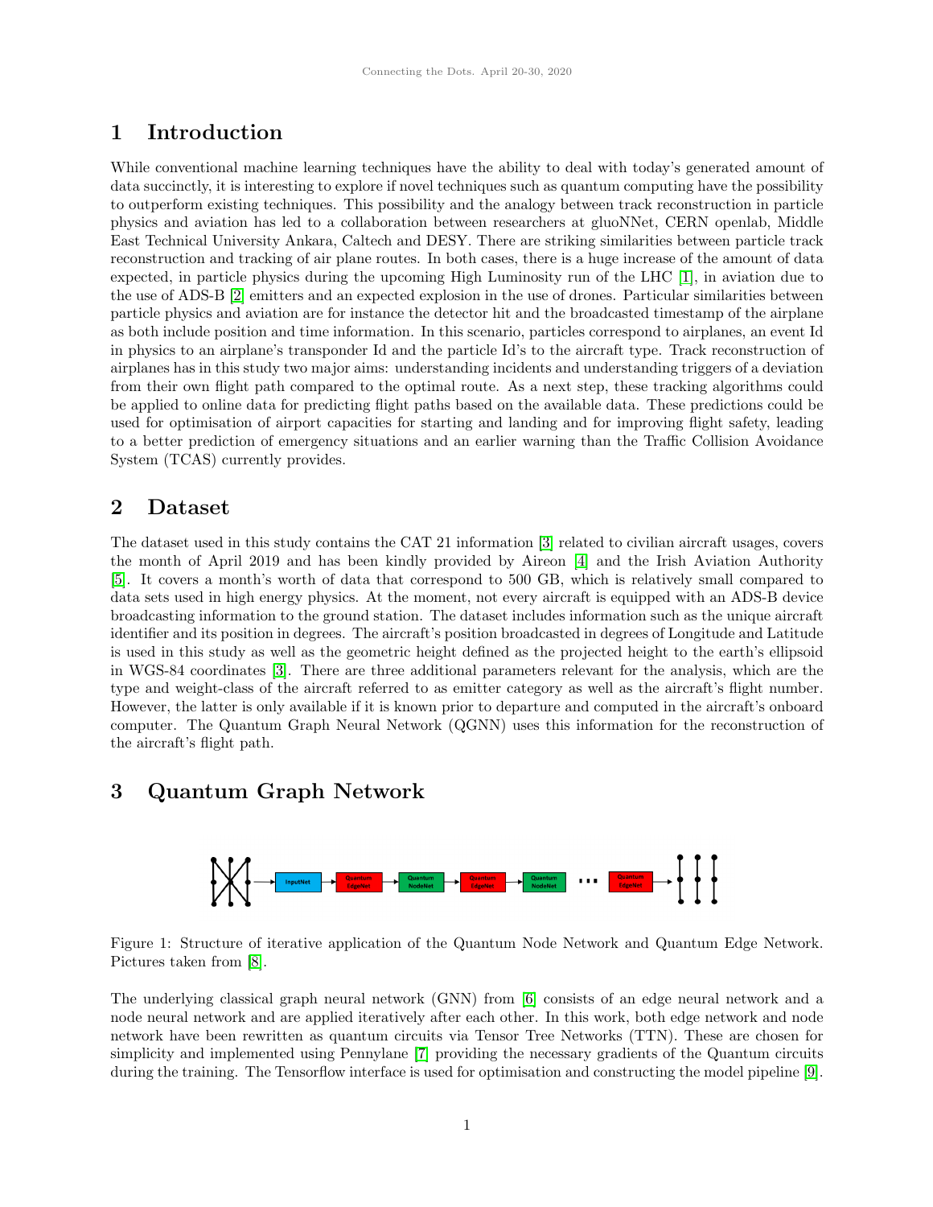## 1 Introduction

While conventional machine learning techniques have the ability to deal with today's generated amount of data succinctly, it is interesting to explore if novel techniques such as quantum computing have the possibility to outperform existing techniques. This possibility and the analogy between track reconstruction in particle physics and aviation has led to a collaboration between researchers at gluoNNet, CERN openlab, Middle East Technical University Ankara, Caltech and DESY. There are striking similarities between particle track reconstruction and tracking of air plane routes. In both cases, there is a huge increase of the amount of data expected, in particle physics during the upcoming High Luminosity run of the LHC [1], in aviation due to the use of ADS-B [2] emitters and an expected explosion in the use of drones. Particular similarities between particle physics and aviation are for instance the detector hit and the broadcasted timestamp of the airplane as both include position and time information. In this scenario, particles correspond to airplanes, an event Id in physics to an airplane's transponder Id and the particle Id's to the aircraft type. Track reconstruction of airplanes has in this study two major aims: understanding incidents and understanding triggers of a deviation from their own flight path compared to the optimal route. As a next step, these tracking algorithms could be applied to online data for predicting flight paths based on the available data. These predictions could be used for optimisation of airport capacities for starting and landing and for improving flight safety, leading to a better prediction of emergency situations and an earlier warning than the Traffic Collision Avoidance System (TCAS) currently provides.

## 2 Dataset

The dataset used in this study contains the CAT 21 information [3] related to civilian aircraft usages, covers the month of April 2019 and has been kindly provided by Aireon [4] and the Irish Aviation Authority [5]. It covers a month's worth of data that correspond to 500 GB, which is relatively small compared to data sets used in high energy physics. At the moment, not every aircraft is equipped with an ADS-B device broadcasting information to the ground station. The dataset includes information such as the unique aircraft identifier and its position in degrees. The aircraft's position broadcasted in degrees of Longitude and Latitude is used in this study as well as the geometric height defined as the projected height to the earth's ellipsoid in WGS-84 coordinates [3]. There are three additional parameters relevant for the analysis, which are the type and weight-class of the aircraft referred to as emitter category as well as the aircraft's flight number. However, the latter is only available if it is known prior to departure and computed in the aircraft's onboard computer. The Quantum Graph Neural Network (QGNN) uses this information for the reconstruction of the aircraft's flight path.

## 3 Quantum Graph Network

InputNet → Quantum EdgeNet → Quantum NodeNet → Quantum EdgeNet → Quantum NodeNet → ... → Quantum EdgeNet

Figure 1: Structure of iterative application of the Quantum Node Network and Quantum Edge Network. Pictures taken from [8].

The underlying classical graph neural network (GNN) from [6] consists of an edge neural network and a node neural network and are applied iteratively after each other. In this work, both edge network and node network have been rewritten as quantum circuits via Tensor Tree Networks (TTN). These are chosen for simplicity and implemented using Pennylane [7] providing the necessary gradients of the Quantum circuits during the training. The Tensorflow interface is used for optimisation and constructing the model pipeline [9].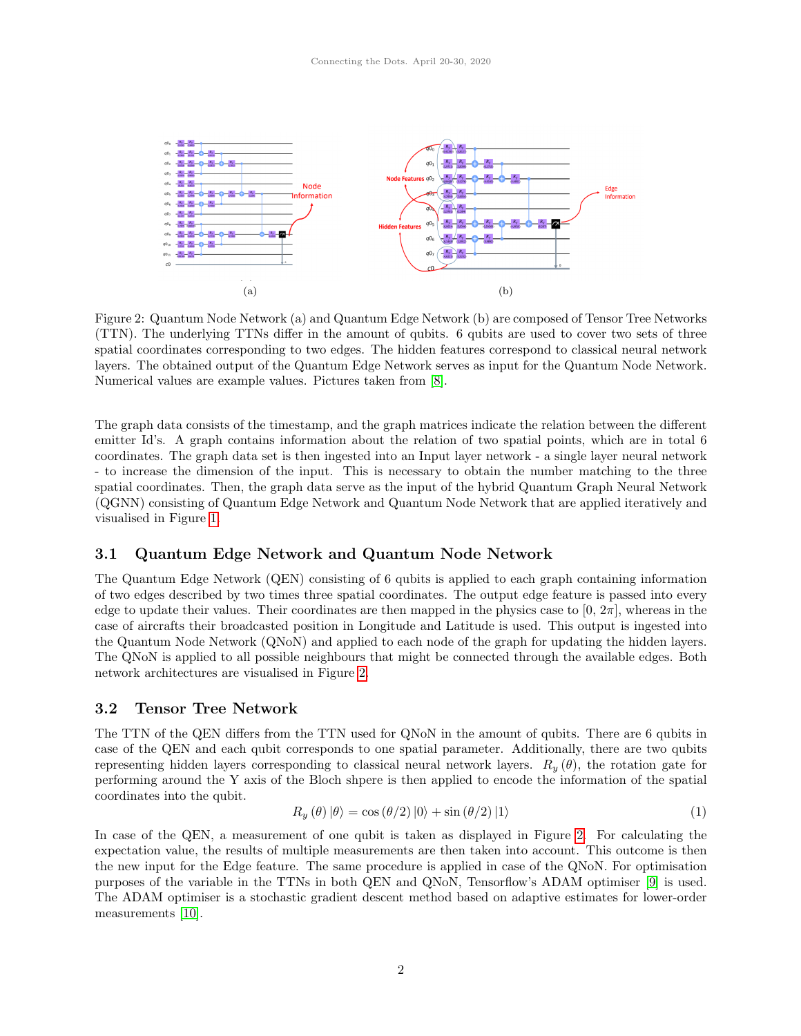Figure 2: Quantum Node Network (a) and Quantum Edge Network (b) are composed of Tensor Tree Networks (TTN). The underlying TTNs differ in the amount of qubits. 6 qubits are used to cover two sets of three spatial coordinates corresponding to two edges. The hidden features correspond to classical neural network layers. The obtained output of the Quantum Edge Network serves as input for the Quantum Node Network. Numerical values are example values. Pictures taken from [8].

The graph data consists of the timestamp, and the graph matrices indicate the relation between the different emitter Id's. A graph contains information about the relation of two spatial points, which are in total 6 coordinates. The graph data set is then ingested into an Input layer network - a single layer neural network - to increase the dimension of the input. This is necessary to obtain the number matching to the three spatial coordinates. Then, the graph data serve as the input of the hybrid Quantum Graph Neural Network (QGNN) consisting of Quantum Edge Network and Quantum Node Network that are applied iteratively and visualised in Figure 1.

### 3.1 Quantum Edge Network and Quantum Node Network

The Quantum Edge Network (QEN) consisting of 6 qubits is applied to each graph containing information of two edges described by two times three spatial coordinates. The output edge feature is passed into every edge to update their values. Their coordinates are then mapped in the physics case to $[0, 2\pi]$, whereas in the case of aircrafts their broadcasted position in Longitude and Latitude is used. This output is ingested into the Quantum Node Network (QNoN) and applied to each node of the graph for updating the hidden layers. The QNoN is applied to all possible neighbours that might be connected through the available edges. Both network architectures are visualised in Figure 2.

### 3.2 Tensor Tree Network

The TTN of the QEN differs from the TTN used for QNoN in the amount of qubits. There are 6 qubits in case of the QEN and each qubit corresponds to one spatial parameter. Additionally, there are two qubits representing hidden layers corresponding to classical neural network layers. $R_y(\theta)$, the rotation gate for performing around the Y axis of the Bloch shpere is then applied to encode the information of the spatial coordinates into the qubit.

$$R_y(\theta)|\theta\rangle = \cos(\theta/2)|0\rangle + \sin(\theta/2)|1\rangle \tag{1}$$

In case of the QEN, a measurement of one qubit is taken as displayed in Figure 2. For calculating the expectation value, the results of multiple measurements are then taken into account. This outcome is then the new input for the Edge feature. The same procedure is applied in case of the QNoN. For optimisation purposes of the variable in the TTNs in both QEN and QNoN, Tensorflow's ADAM optimiser [9] is used. The ADAM optimiser is a stochastic gradient descent method based on adaptive estimates for lower-order measurements [10].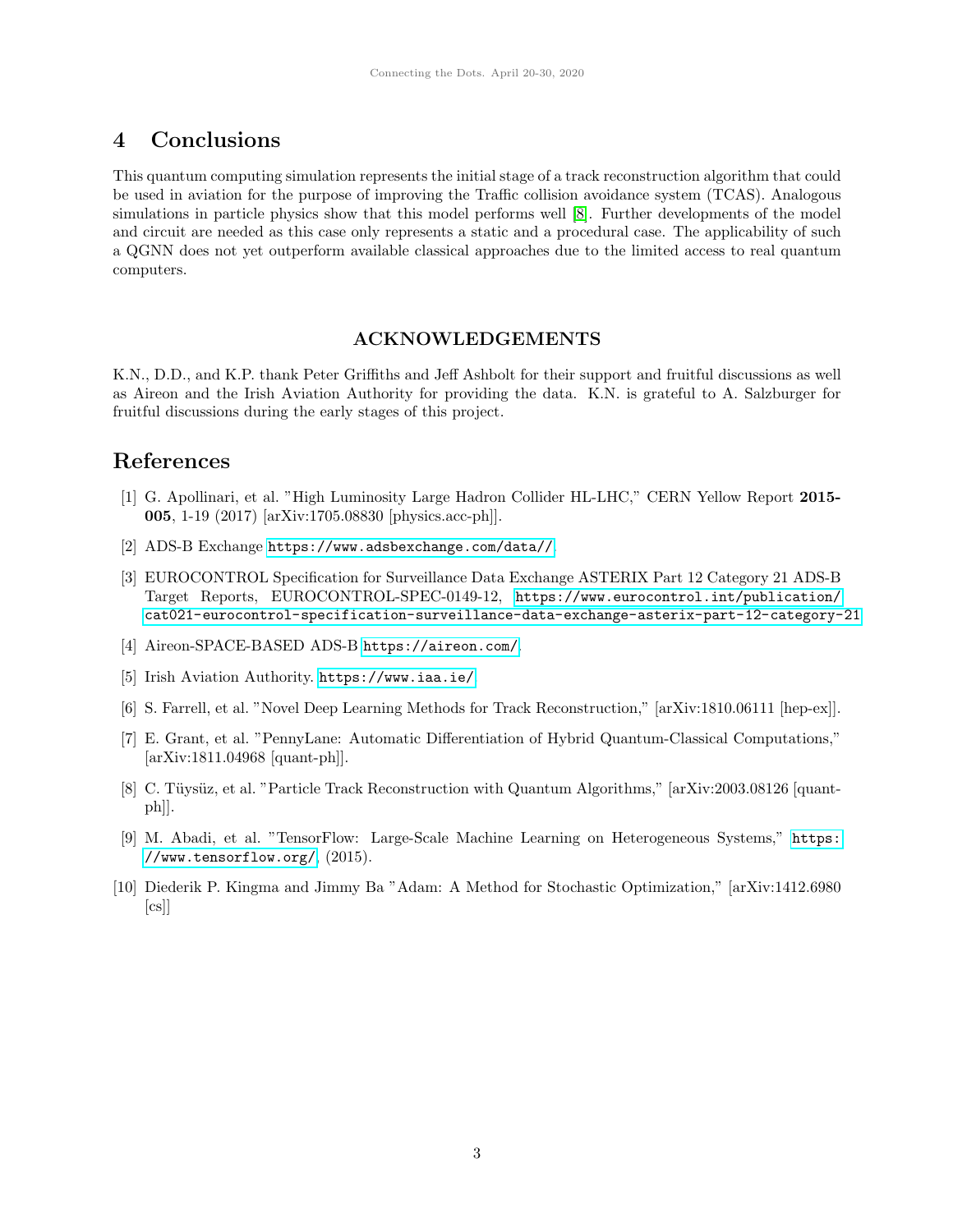## 4 Conclusions

This quantum computing simulation represents the initial stage of a track reconstruction algorithm that could be used in aviation for the purpose of improving the Traffic collision avoidance system (TCAS). Analogous simulations in particle physics show that this model performs well [8]. Further developments of the model and circuit are needed as this case only represents a static and a procedural case. The applicability of such a QGNN does not yet outperform available classical approaches due to the limited access to real quantum computers.

### ACKNOWLEDGEMENTS

K.N., D.D., and K.P. thank Peter Griffiths and Jeff Ashbolt for their support and fruitful discussions as well as Aireon and the Irish Aviation Authority for providing the data. K.N. is grateful to A. Salzburger for fruitful discussions during the early stages of this project.

## References

[1] G. Apollinari, et al. "High Luminosity Large Hadron Collider HL-LHC," CERN Yellow Report **2015-005**, 1-19 (2017) [arXiv:1705.08830 [physics.acc-ph]].

[2] ADS-B Exchange `https://www.adsbexchange.com/data//`.

[3] EUROCONTROL Specification for Surveillance Data Exchange ASTERIX Part 12 Category 21 ADS-B Target Reports, EUROCONTROL-SPEC-0149-12, `https://www.eurocontrol.int/publication/cat021-eurocontrol-specification-surveillance-data-exchange-asterix-part-12-category-21`

[4] Aireon-SPACE-BASED ADS-B `https://aireon.com/`.

[5] Irish Aviation Authority. `https://www.iaa.ie/`

[6] S. Farrell, et al. "Novel Deep Learning Methods for Track Reconstruction," [arXiv:1810.06111 [hep-ex]].

[7] E. Grant, et al. "PennyLane: Automatic Differentiation of Hybrid Quantum-Classical Computations," [arXiv:1811.04968 [quant-ph]].

[8] C. Tüysüz, et al. "Particle Track Reconstruction with Quantum Algorithms," [arXiv:2003.08126 [quant-ph]].

[9] M. Abadi, et al. "TensorFlow: Large-Scale Machine Learning on Heterogeneous Systems," `https://www.tensorflow.org/`, (2015).

[10] Diederik P. Kingma and Jimmy Ba "Adam: A Method for Stochastic Optimization," [arXiv:1412.6980 [cs]]